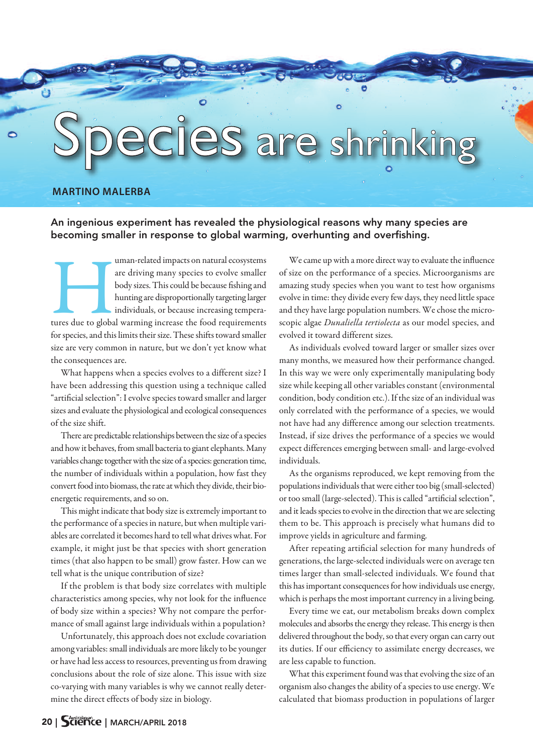# Species are shrinking

MARTINO MALERBA

**An ingenious experiment has revealed the physiological reasons why many species are becoming smaller in response to global warming, overhunting and overfishing.**

Human-related impacts on natural ecosystems are driving many species to evolve smaller body sizes. This could be because fishing and hunting are disproportionally targeting larger individuals, or because increasing temperatures due to global warming increase the food requirements for species, and this limits their size. These shifts toward smaller size are very common in nature, but we don't yet know what the consequences are.

What happens when a species evolves to a different size? I have been addressing this question using a technique called "artificial selection": I evolve species toward smaller and larger sizes and evaluate the physiological and ecological consequences of the size shift.

There are predictable relationships between the size of a species and how it behaves, from small bacteria to giant elephants. Many variables change together with the size of a species: generation time, the number of individuals within a population, how fast they convert food into biomass, the rate at which they divide, their bioenergetic requirements, and so on.

This might indicate that body size is extremely important to the performance of a species in nature, but when multiple variables are correlated it becomes hard to tell what drives what. For example, it might just be that species with short generation times (that also happen to be small) grow faster. How can we tell what is the unique contribution of size?

If the problem is that body size correlates with multiple characteristics among species, why not look for the influence of body size within a species? Why not compare the performance of small against large individuals within a population?

Unfortunately, this approach does not exclude covariation among variables: small individuals are more likely to be younger or have had less access to resources, preventing us from drawing conclusions about the role of size alone. This issue with size co-varying with many variables is why we cannot really determine the direct effects of body size in biology.

We came up with a more direct way to evaluate the influence of size on the performance of a species. Microorganisms are amazing study species when you want to test how organisms evolve in time: they divide every few days, they need little space and they have large population numbers. We chose the microscopic algae *Dunaliella tertiolecta* as our model species, and evolved it toward different sizes.

As individuals evolved toward larger or smaller sizes over many months, we measured how their performance changed. In this way we were only experimentally manipulating body size while keeping all other variables constant (environmental condition, body condition etc.). If the size of an individual was only correlated with the performance of a species, we would not have had any difference among our selection treatments. Instead, if size drives the performance of a species we would expect differences emerging between small- and large-evolved individuals.

As the organisms reproduced, we kept removing from the populations individuals that were either too big (small-selected) or too small (large-selected). This is called "artificial selection", and it leads species to evolve in the direction that we are selecting them to be. This approach is precisely what humans did to improve yields in agriculture and farming.

After repeating artificial selection for many hundreds of generations, the large-selected individuals were on average ten times larger than small-selected individuals. We found that this has important consequences for how individuals use energy, which is perhaps the most important currency in a living being.

Every time we eat, our metabolism breaks down complex molecules and absorbs the energy they release. This energy is then delivered throughout the body, so that every organ can carry out its duties. If our efficiency to assimilate energy decreases, we are less capable to function.

What this experiment found was that evolving the size of an organism also changes the ability of a species to use energy. We calculated that biomass production in populations of larger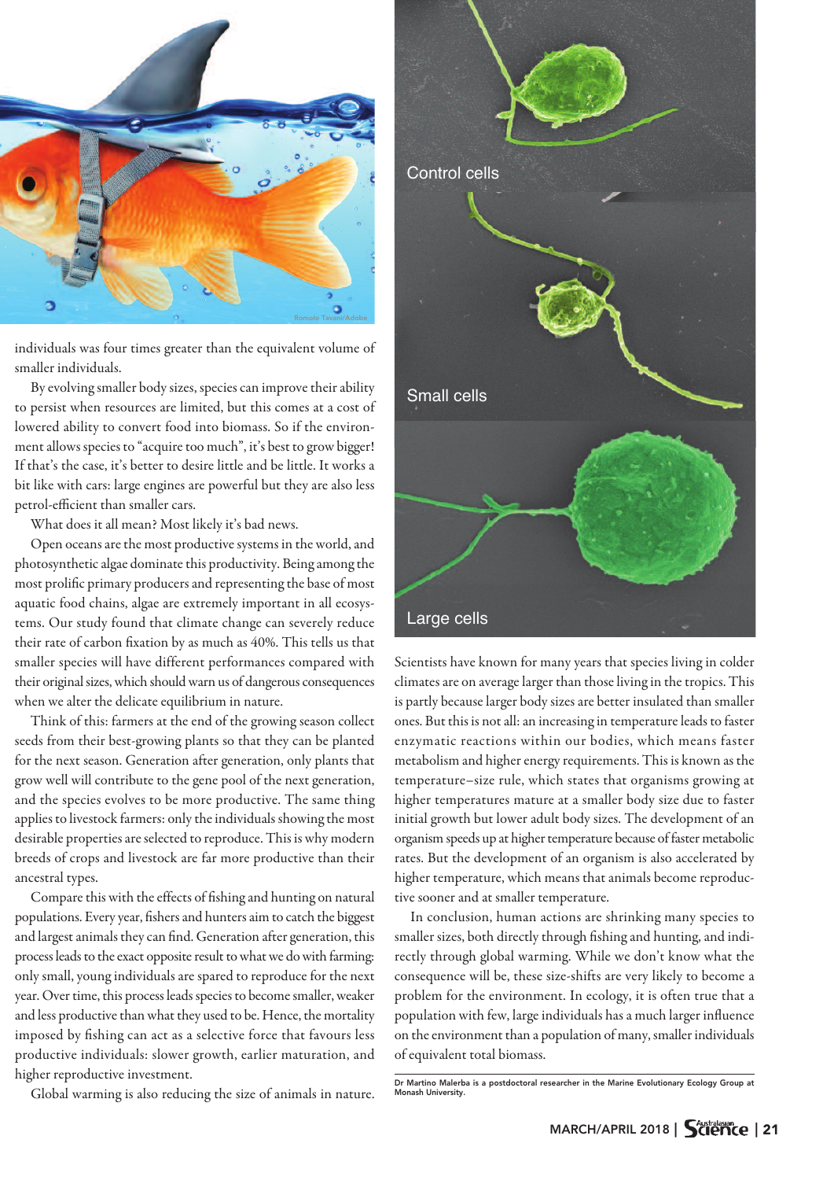individuals was four times greater than the equivalent volume of smaller individuals.

By evolving smaller body sizes, species can improve their ability to persist when resources are limited, but this comes at a cost of lowered ability to convert food into biomass. So if the environment allows species to "acquire too much", it's best to grow bigger! If that's the case, it's better to desire little and be little. It works a bit like with cars: large engines are powerful but they are also less petrol-efficient than smaller cars.

What does it all mean? Most likely it's bad news.

Open oceans are the most productive systems in the world, and photosynthetic algae dominate this productivity. Being among the most prolific primary producers and representing the base of most aquatic food chains, algae are extremely important in all ecosystems. Our study found that climate change can severely reduce their rate of carbon fixation by as much as 40%. This tells us that smaller species will have different performances compared with their original sizes, which should warn us of dangerous consequences when we alter the delicate equilibrium in nature.

Think of this: farmers at the end of the growing season collect seeds from their best-growing plants so that they can be planted for the next season. Generation after generation, only plants that grow well will contribute to the gene pool of the next generation, and the species evolves to be more productive. The same thing applies to livestock farmers: only the individuals showing the most desirable properties are selected to reproduce. This is why modern breeds of crops and livestock are far more productive than their ancestral types.

Compare this with the effects of fishing and hunting on natural populations. Every year, fishers and hunters aim to catch the biggest and largest animals they can find. Generation after generation, this process leads to the exact opposite result to what we do with farming: only small, young individuals are spared to reproduce for the next year. Over time, this process leads species to become smaller, weaker and less productive than what they used to be. Hence, the mortality imposed by fishing can act as a selective force that favours less productive individuals: slower growth, earlier maturation, and higher reproductive investment.

Global warming is also reducing the size of animals in nature. Scientists have known for many years that species living in colder climates are on average larger than those living in the tropics. This is partly because larger body sizes are better insulated than smaller ones. But this is not all: an increasing in temperature leads to faster enzymatic reactions within our bodies, which means faster metabolism and higher energy requirements. This is known as the temperature–size rule, which states that organisms growing at higher temperatures mature at a smaller body size due to faster initial growth but lower adult body sizes. The development of an organism speeds up at higher temperature because of faster metabolic rates. But the development of an organism is also accelerated by higher temperature, which means that animals become reproductive sooner and at smaller temperature.

Control cells

Small cells

Large cells

In conclusion, human actions are shrinking many species to smaller sizes, both directly through fishing and hunting, and indirectly through global warming. While we don't know what the consequence will be, these size-shifts are very likely to become a problem for the environment. In ecology, it is often true that a population with few, large individuals has a much larger influence on the environment than a population of many, smaller individuals of equivalent total biomass.

Dr Martino Malerba is a postdoctoral researcher in the Marine Evolutionary Ecology Group at Monash University.